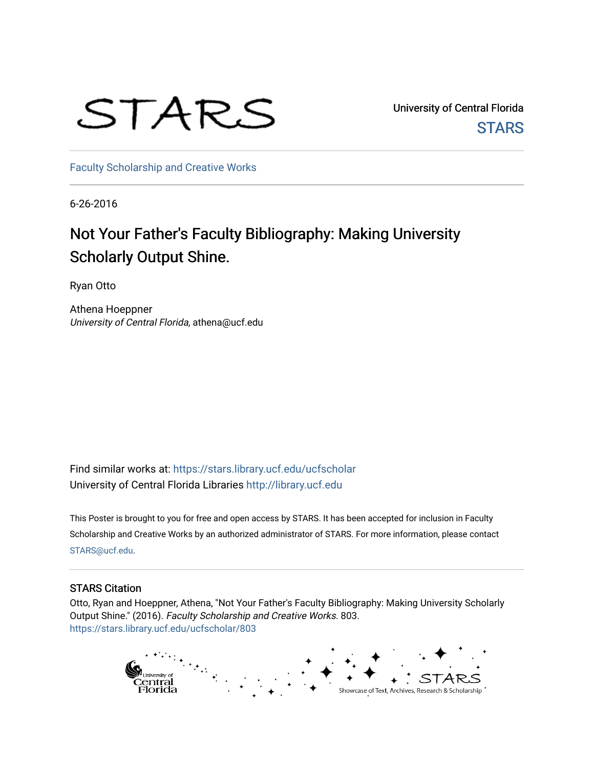STARS

University of Central Florida

STARS

Faculty Scholarship and Creative Works

6-26-2016

# Not Your Father's Faculty Bibliography: Making University Scholarly Output Shine.

Ryan Otto

Athena Hoeppner
*University of Central Florida*, athena@ucf.edu

Find similar works at: https://stars.library.ucf.edu/ucfscholar
University of Central Florida Libraries http://library.ucf.edu

This Poster is brought to you for free and open access by STARS. It has been accepted for inclusion in Faculty Scholarship and Creative Works by an authorized administrator of STARS. For more information, please contact STARS@ucf.edu.

## STARS Citation

Otto, Ryan and Hoeppner, Athena, "Not Your Father's Faculty Bibliography: Making University Scholarly Output Shine." (2016). *Faculty Scholarship and Creative Works*. 803.
https://stars.library.ucf.edu/ucfscholar/803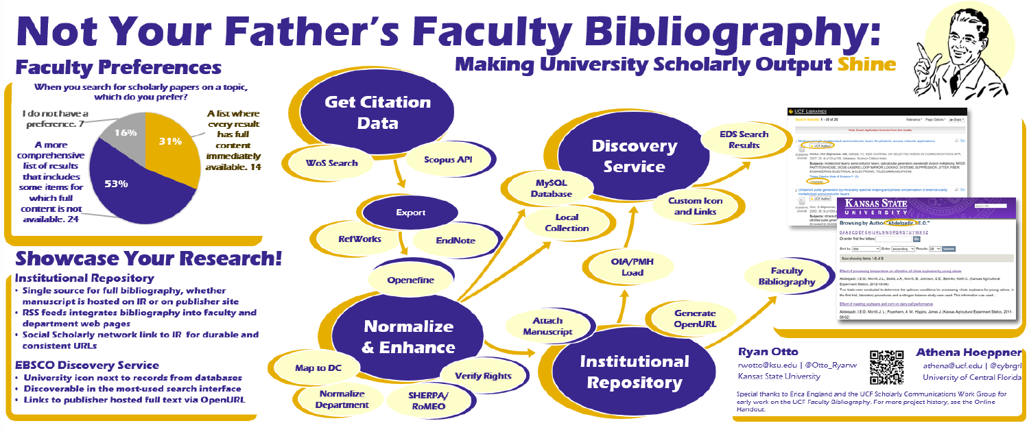# Not Your Father's Faculty Bibliography:

## Making University Scholarly Output Shine

## Faculty Preferences

When you search for scholarly papers on a topic, which do you prefer?

I do not have a preference. 7

16%

A list where every result has full content immediately available. 14

31%

A more comprehensive list of results that includes some items for which full content is not available. 24

53%

## Showcase Your Research!

### Institutional Repository

- Single source for full bibliography, whether manuscript is hosted on IR or on publisher site
- RSS feeds integrates bibliography into faculty and department web pages
- Social Scholarly network link to IR for durable and consistent URLs

### EBSCO Discovery Service

- University icon next to records from databases
- Discoverable in the most-used search interface
- Links to publisher hosted full text via OpenURL

Get Citation Data

WoS Search

Scopus API

Export

RefWorks

EndNote

Openefine

Normalize & Enhance

Map to DC

Normalize Department

SHERPA/ RoMEO

Verify Rights

Attach Manuscript

Institutional Repository

Generate OpenURL

OIA/PMH Load

MySQL Database

Local Collection

Discovery Service

Custom Icon and Links

EDS Search Results

Faculty Bibliography

**Ryan Otto**
rwotto@ksu.edu | @Otto_Ryanw
Kansas State University

**Athena Hoeppner**
athena@ucf.edu | @cybrgrl
University of Central Florida

Special thanks to Erica England and the UCF Scholarly Communications Work Group for early work on the UCF Faculty Bibliography. For more project history, see the Online Handout.